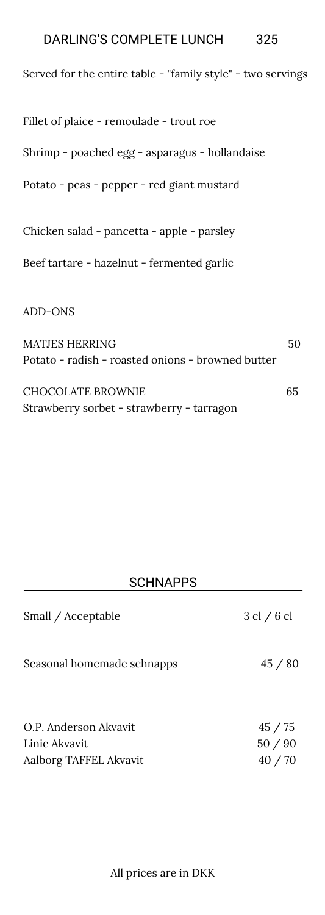## DARLING'S COMPLETE LUNCH 325

Served for the entire table - "family style" - two servings

Fillet of plaice - remoulade - trout roe

Shrimp - poached egg - asparagus - hollandaise

Potato - peas - pepper - red giant mustard

Chicken salad - pancetta - apple - parsley

Beef tartare - hazelnut - fermented garlic

ADD-ONS

MATJES HERRING 50
Potato - radish - roasted onions - browned butter

CHOCOLATE BROWNIE 65
Strawberry sorbet - strawberry - tarragon

## SCHNAPPS

| Small / Acceptable | 3 cl / 6 cl |
| --- | --- |
| Seasonal homemade schnapps | 45 / 80 |
| O.P. Anderson Akvavit | 45 / 75 |
| Linie Akvavit | 50 / 90 |
| Aalborg TAFFEL Akvavit | 40 / 70 |

All prices are in DKK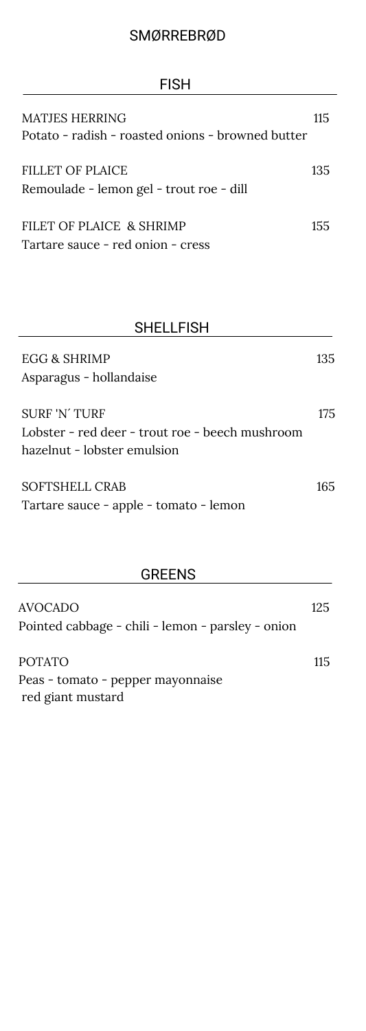# SMØRREBRØD

## FISH

MATJES HERRING 115
Potato - radish - roasted onions - browned butter

FILLET OF PLAICE 135
Remoulade - lemon gel - trout roe - dill

FILET OF PLAICE & SHRIMP 155
Tartare sauce - red onion - cress

## SHELLFISH

EGG & SHRIMP 135
Asparagus - hollandaise

SURF 'N´ TURF 175
Lobster - red deer - trout roe - beech mushroom
hazelnut - lobster emulsion

SOFTSHELL CRAB 165
Tartare sauce - apple - tomato - lemon

## GREENS

AVOCADO 125
Pointed cabbage - chili - lemon - parsley - onion

POTATO 115
Peas - tomato - pepper mayonnaise
red giant mustard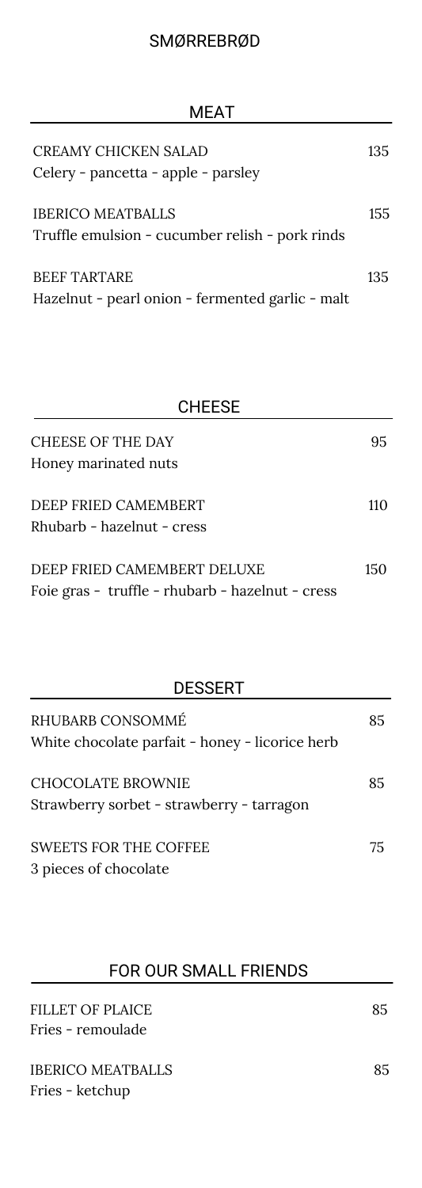# SMØRREBRØD

## MEAT

| | |
|---|---|
| CREAMY CHICKEN SALAD<br>Celery - pancetta - apple - parsley | 135 |
| IBERICO MEATBALLS<br>Truffle emulsion - cucumber relish - pork rinds | 155 |
| BEEF TARTARE<br>Hazelnut - pearl onion - fermented garlic - malt | 135 |

## CHEESE

| | |
|---|---|
| CHEESE OF THE DAY<br>Honey marinated nuts | 95 |
| DEEP FRIED CAMEMBERT<br>Rhubarb - hazelnut - cress | 110 |
| DEEP FRIED CAMEMBERT DELUXE<br>Foie gras - truffle - rhubarb - hazelnut - cress | 150 |

## DESSERT

| | |
|---|---|
| RHUBARB CONSOMMÉ<br>White chocolate parfait - honey - licorice herb | 85 |
| CHOCOLATE BROWNIE<br>Strawberry sorbet - strawberry - tarragon | 85 |
| SWEETS FOR THE COFFEE<br>3 pieces of chocolate | 75 |

## FOR OUR SMALL FRIENDS

| | |
|---|---|
| FILLET OF PLAICE<br>Fries - remoulade | 85 |
| IBERICO MEATBALLS<br>Fries - ketchup | 85 |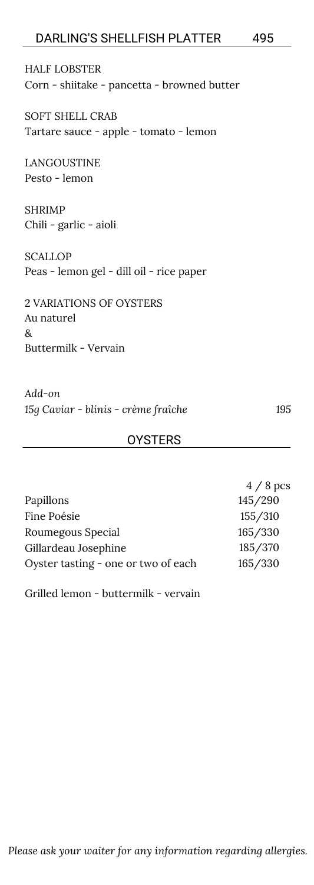## DARLING'S SHELLFISH PLATTER 495

HALF LOBSTER
Corn - shiitake - pancetta - browned butter

SOFT SHELL CRAB
Tartare sauce - apple - tomato - lemon

LANGOUSTINE
Pesto - lemon

SHRIMP
Chili - garlic - aioli

SCALLOP
Peas - lemon gel - dill oil - rice paper

2 VARIATIONS OF OYSTERS
Au naturel
&
Buttermilk - Vervain

*Add-on*
*15g Caviar - blinis - crème fraîche* 195

## OYSTERS

| | 4 / 8 pcs |
|---|---|
| Papillons | 145/290 |
| Fine Poésie | 155/310 |
| Roumegous Special | 165/330 |
| Gillardeau Josephine | 185/370 |
| Oyster tasting - one or two of each | 165/330 |

Grilled lemon - buttermilk - vervain

*Please ask your waiter for any information regarding allergies.*